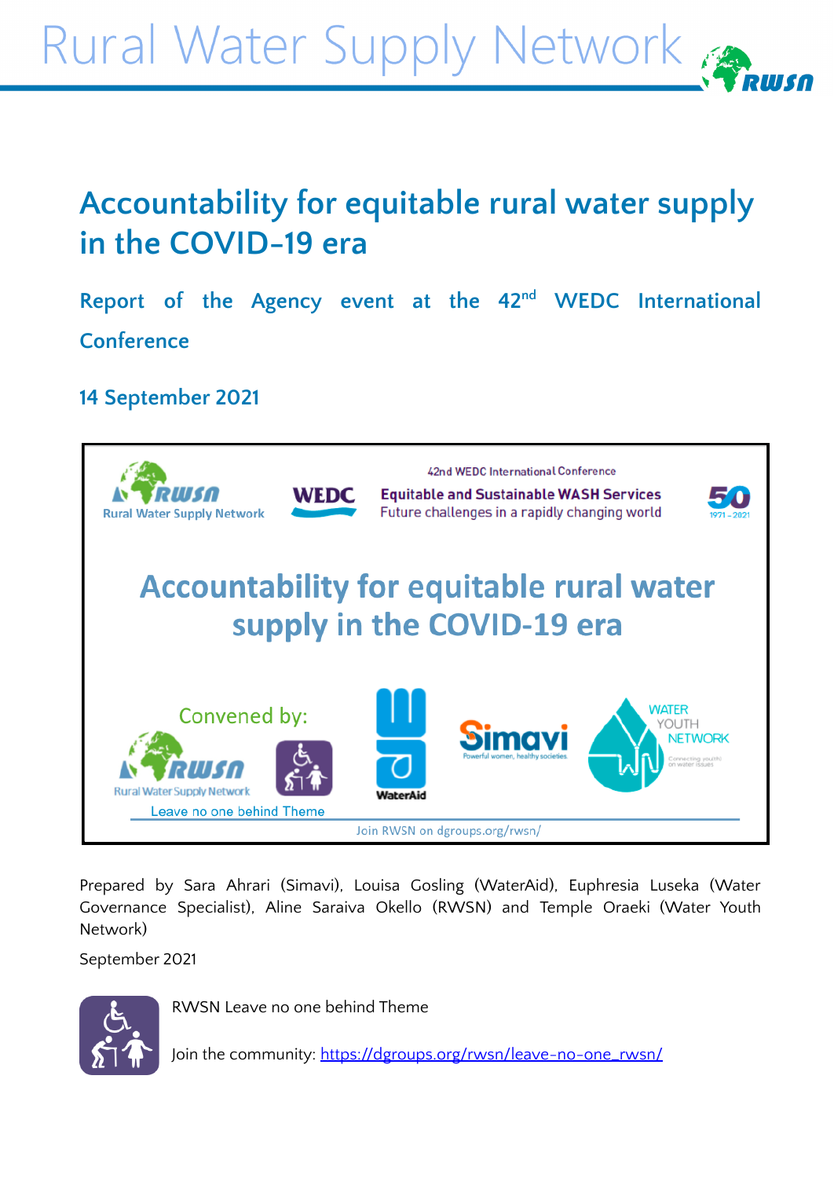Rural Water Supply Network

# Accountability for equitable rural water supply in the COVID-19 era

## Report of the Agency event at the 42nd WEDC International Conference

## 14 September 2021

42nd WEDC International Conference

**Equitable and Sustainable WASH Services**

Future challenges in a rapidly changing world

**Accountability for equitable rural water supply in the COVID-19 era**

Convened by:

Rural Water Supply Network

Leave no one behind Theme

WaterAid

Simavi — Powerful women, healthy societies.

Water Youth Network

Join RWSN on dgroups.org/rwsn/

Prepared by Sara Ahrari (Simavi), Louisa Gosling (WaterAid), Euphresia Luseka (Water Governance Specialist), Aline Saraiva Okello (RWSN) and Temple Oraeki (Water Youth Network)

September 2021

RWSN Leave no one behind Theme

Join the community: https://dgroups.org/rwsn/leave-no-one_rwsn/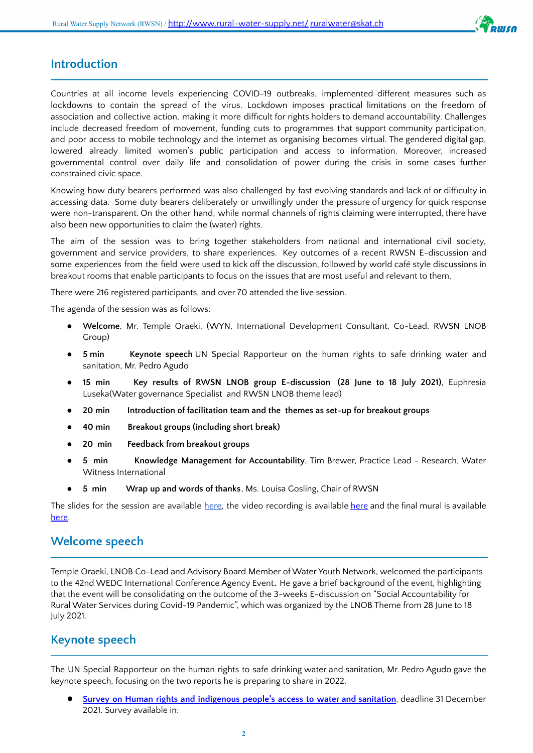## Introduction

Countries at all income levels experiencing COVID-19 outbreaks, implemented different measures such as lockdowns to contain the spread of the virus. Lockdown imposes practical limitations on the freedom of association and collective action, making it more difficult for rights holders to demand accountability. Challenges include decreased freedom of movement, funding cuts to programmes that support community participation, and poor access to mobile technology and the internet as organising becomes virtual. The gendered digital gap, lowered already limited women's public participation and access to information. Moreover, increased governmental control over daily life and consolidation of power during the crisis in some cases further constrained civic space.

Knowing how duty bearers performed was also challenged by fast evolving standards and lack of or difficulty in accessing data. Some duty bearers deliberately or unwillingly under the pressure of urgency for quick response were non-transparent. On the other hand, while normal channels of rights claiming were interrupted, there have also been new opportunities to claim the (water) rights.

The aim of the session was to bring together stakeholders from national and international civil society, government and service providers, to share experiences. Key outcomes of a recent RWSN E-discussion and some experiences from the field were used to kick off the discussion, followed by world café style discussions in breakout rooms that enable participants to focus on the issues that are most useful and relevant to them.

There were 216 registered participants, and over 70 attended the live session.

The agenda of the session was as follows:

- **Welcome**, Mr. Temple Oraeki, (WYN, International Development Consultant, Co-Lead, RWSN LNOB Group)
- **5 min** **Keynote speech** UN Special Rapporteur on the human rights to safe drinking water and sanitation, Mr. Pedro Agudo
- **15 min** **Key results of RWSN LNOB group E-discussion (28 June to 18 July 2021)**, Euphresia Luseka(Water governance Specialist and RWSN LNOB theme lead)
- **20 min** **Introduction of facilitation team and the themes as set-up for breakout groups**
- **40 min** **Breakout groups (including short break)**
- **20 min** **Feedback from breakout groups**
- **5 min** **Knowledge Management for Accountability**, Tim Brewer, Practice Lead - Research, Water Witness International
- **5 min** **Wrap up and words of thanks**, Ms. Louisa Gosling, Chair of RWSN

The slides for the session are available here, the video recording is available here and the final mural is available here.

## Welcome speech

Temple Oraeki, LNOB Co-Lead and Advisory Board Member of Water Youth Network, welcomed the participants to the 42nd WEDC International Conference Agency Event. He gave a brief background of the event, highlighting that the event will be consolidating on the outcome of the 3-weeks E-discussion on "Social Accountability for Rural Water Services during Covid-19 Pandemic", which was organized by the LNOB Theme from 28 June to 18 July 2021.

## Keynote speech

The UN Special Rapporteur on the human rights to safe drinking water and sanitation, Mr. Pedro Agudo gave the keynote speech, focusing on the two reports he is preparing to share in 2022.

- **Survey on Human rights and indigenous people's access to water and sanitation**, deadline 31 December 2021. Survey available in: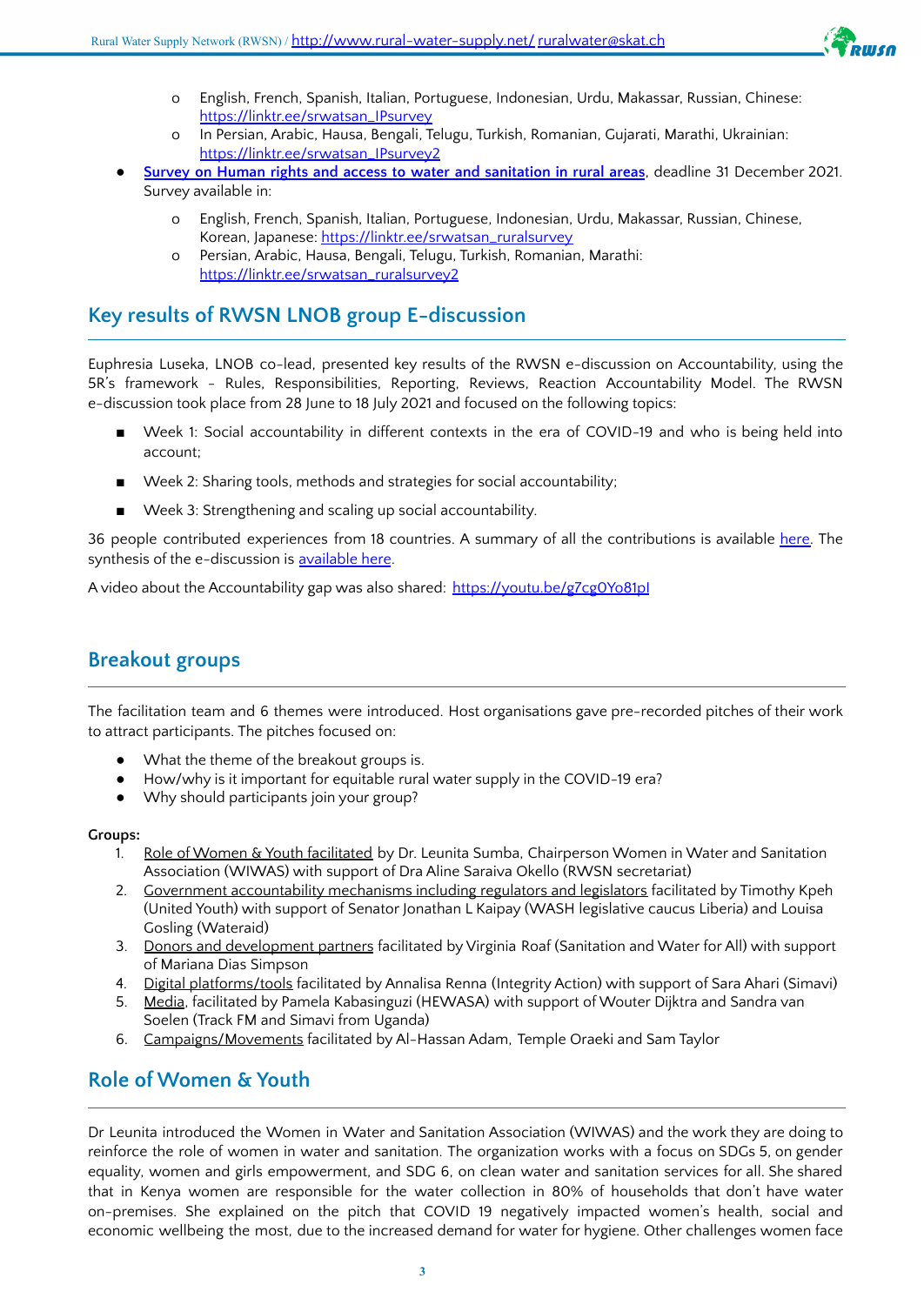- English, French, Spanish, Italian, Portuguese, Indonesian, Urdu, Makassar, Russian, Chinese: https://linktr.ee/srwatsan_IPsurvey
    - In Persian, Arabic, Hausa, Bengali, Telugu, Turkish, Romanian, Gujarati, Marathi, Ukrainian: https://linktr.ee/srwatsan_IPsurvey2
- **Survey on Human rights and access to water and sanitation in rural areas**, deadline 31 December 2021. Survey available in:
    - English, French, Spanish, Italian, Portuguese, Indonesian, Urdu, Makassar, Russian, Chinese, Korean, Japanese: https://linktr.ee/srwatsan_ruralsurvey
    - Persian, Arabic, Hausa, Bengali, Telugu, Turkish, Romanian, Marathi: https://linktr.ee/srwatsan_ruralsurvey2

## Key results of RWSN LNOB group E-discussion

Euphresia Luseka, LNOB co-lead, presented key results of the RWSN e-discussion on Accountability, using the 5R's framework - Rules, Responsibilities, Reporting, Reviews, Reaction Accountability Model. The RWSN e-discussion took place from 28 June to 18 July 2021 and focused on the following topics:

- Week 1: Social accountability in different contexts in the era of COVID-19 and who is being held into account;
- Week 2: Sharing tools, methods and strategies for social accountability;
- Week 3: Strengthening and scaling up social accountability.

36 people contributed experiences from 18 countries. A summary of all the contributions is available here. The synthesis of the e-discussion is available here.

A video about the Accountability gap was also shared: https://youtu.be/g7cg0Yo81pI

## Breakout groups

The facilitation team and 6 themes were introduced. Host organisations gave pre-recorded pitches of their work to attract participants. The pitches focused on:

- What the theme of the breakout groups is.
- How/why is it important for equitable rural water supply in the COVID-19 era?
- Why should participants join your group?

**Groups:**

1. Role of Women & Youth facilitated by Dr. Leunita Sumba, Chairperson Women in Water and Sanitation Association (WIWAS) with support of Dra Aline Saraiva Okello (RWSN secretariat)
2. Government accountability mechanisms including regulators and legislators facilitated by Timothy Kpeh (United Youth) with support of Senator Jonathan L Kaipay (WASH legislative caucus Liberia) and Louisa Gosling (Wateraid)
3. Donors and development partners facilitated by Virginia Roaf (Sanitation and Water for All) with support of Mariana Dias Simpson
4. Digital platforms/tools facilitated by Annalisa Renna (Integrity Action) with support of Sara Ahari (Simavi)
5. Media, facilitated by Pamela Kabasinguzi (HEWASA) with support of Wouter Dijktra and Sandra van Soelen (Track FM and Simavi from Uganda)
6. Campaigns/Movements facilitated by Al-Hassan Adam, Temple Oraeki and Sam Taylor

## Role of Women & Youth

Dr Leunita introduced the Women in Water and Sanitation Association (WIWAS) and the work they are doing to reinforce the role of women in water and sanitation. The organization works with a focus on SDGs 5, on gender equality, women and girls empowerment, and SDG 6, on clean water and sanitation services for all. She shared that in Kenya women are responsible for the water collection in 80% of households that don't have water on-premises. She explained on the pitch that COVID 19 negatively impacted women's health, social and economic wellbeing the most, due to the increased demand for water for hygiene. Other challenges women face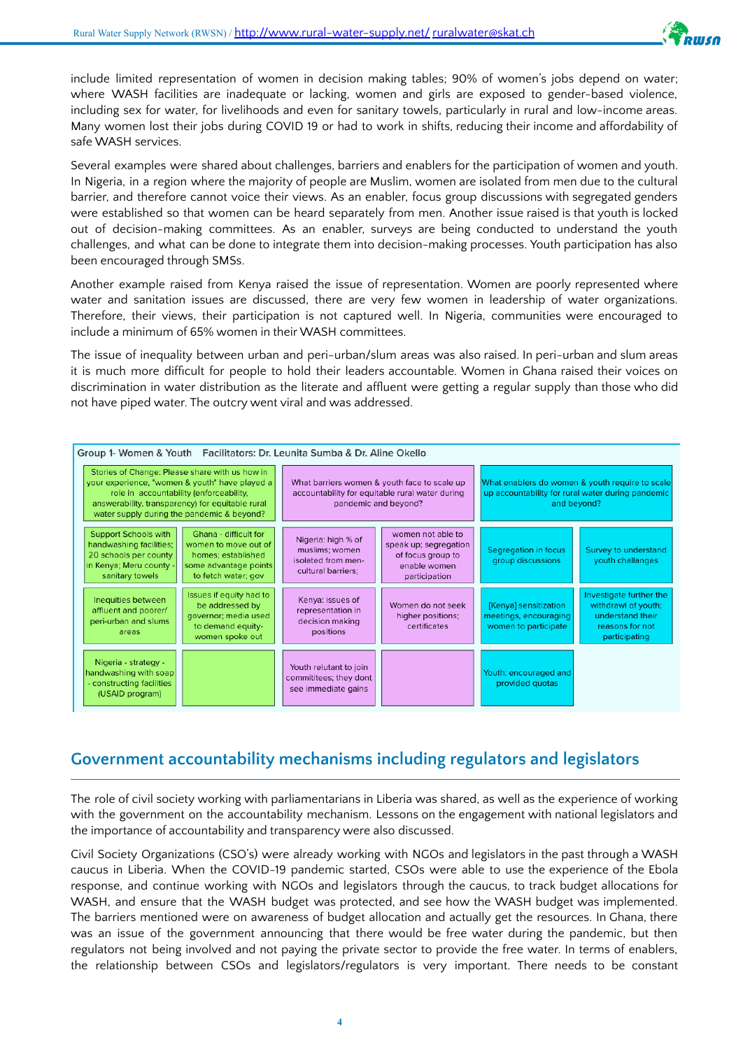include limited representation of women in decision making tables; 90% of women's jobs depend on water; where WASH facilities are inadequate or lacking, women and girls are exposed to gender-based violence, including sex for water, for livelihoods and even for sanitary towels, particularly in rural and low-income areas. Many women lost their jobs during COVID 19 or had to work in shifts, reducing their income and affordability of safe WASH services.

Several examples were shared about challenges, barriers and enablers for the participation of women and youth. In Nigeria, in a region where the majority of people are Muslim, women are isolated from men due to the cultural barrier, and therefore cannot voice their views. As an enabler, focus group discussions with segregated genders were established so that women can be heard separately from men. Another issue raised is that youth is locked out of decision-making committees. As an enabler, surveys are being conducted to understand the youth challenges, and what can be done to integrate them into decision-making processes. Youth participation has also been encouraged through SMSs.

Another example raised from Kenya raised the issue of representation. Women are poorly represented where water and sanitation issues are discussed, there are very few women in leadership of water organizations. Therefore, their views, their participation is not captured well. In Nigeria, communities were encouraged to include a minimum of 65% women in their WASH committees.

The issue of inequality between urban and peri-urban/slum areas was also raised. In peri-urban and slum areas it is much more difficult for people to hold their leaders accountable. Women in Ghana raised their voices on discrimination in water distribution as the literate and affluent were getting a regular supply than those who did not have piped water. The outcry went viral and was addressed.

**Group 1- Women & Youth    Facilitators: Dr. Leunita Sumba & Dr. Aline Okello**

| Stories of Change: Please share with us how in your experience, "women & youth" have played a role in accountability (enforceability, answerability, transparency) for equitable rural water supply during the pandemic & beyond? | | What barriers women & youth face to scale up accountability for equitable rural water during pandemic and beyond? | | What enablers do women & youth require to scale up accountability for rural water due to pandemic and beyond? | |
|---|---|---|---|---|---|
| Support Schools with handwashing facilities; 20 schools per county in Kenya; Meru county - sanitary towels | Ghana - difficult for women to move out of homes; established some advantage points to fetch water; gov | Nigeria: high % of muslims; women isolated from men- cultural barriers; | women not able to speak up; segregation of focus group to enable women participation | Segregation in focus group discussions | Survey to understand youth challanges |
| Inequities between affluent and poorer/ peri-urban and slums areas | Issues if equity had to be addressed by governor; media used to demand equity- women spoke out | Kenya: issues of representation in decision making positions | Women do not seek higher positions; certificates | [Kenya] sensitization meetings, encouraging women to participate | Investigate further the withdrawl of youth; understand their reasons for not participating |
| Nigeria - strategy - handwashing with soap - constructing facilities (USAID program) | | Youth relutant to join committees; they dont see immediate gains | | Youth: encouraged and provided quotas | |

## Government accountability mechanisms including regulators and legislators

The role of civil society working with parliamentarians in Liberia was shared, as well as the experience of working with the government on the accountability mechanism. Lessons on the engagement with national legislators and the importance of accountability and transparency were also discussed.

Civil Society Organizations (CSO's) were already working with NGOs and legislators in the past through a WASH caucus in Liberia. When the COVID-19 pandemic started, CSOs were able to use the experience of the Ebola response, and continue working with NGOs and legislators through the caucus, to track budget allocations for WASH, and ensure that the WASH budget was protected, and see how the WASH budget was implemented. The barriers mentioned were on awareness of budget allocation and actually get the resources. In Ghana, there was an issue of the government announcing that there would be free water during the pandemic, but then regulators not being involved and not paying the private sector to provide the free water. In terms of enablers, the relationship between CSOs and legislators/regulators is very important. There needs to be constant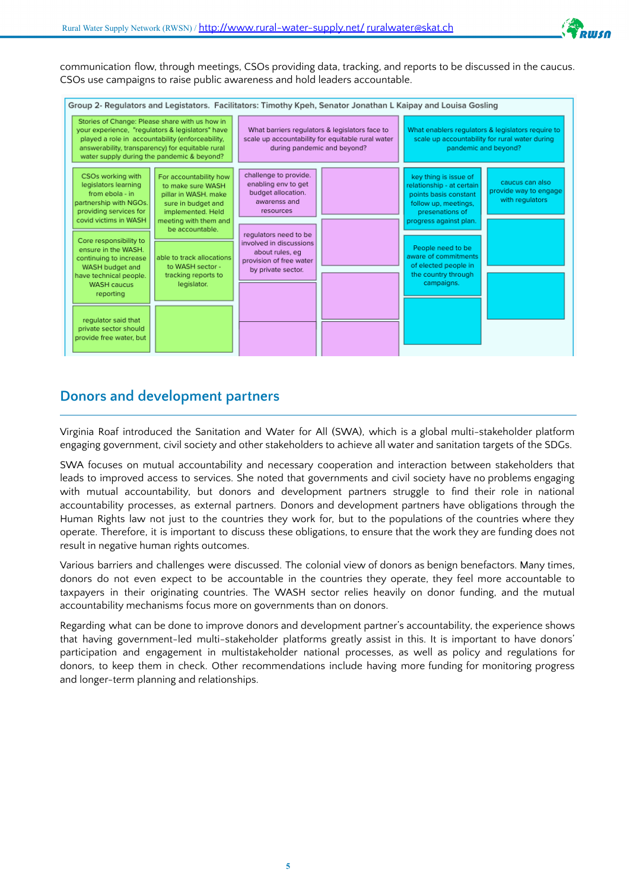communication flow, through meetings, CSOs providing data, tracking, and reports to be discussed in the caucus. CSOs use campaigns to raise public awareness and hold leaders accountable.

Group 2- Regulators and Legistators. Facilitators: Timothy Kpeh, Senator Jonathan L Kaipay and Louisa Gosling

| Stories of Change: Please share with us how in your experience, "regulators & legislators" have played a role in accountability (enforceability, answerability, transparency) for equitable rural water supply during the pandemic & beyond? | | What barriers regulators & legislators face to scale up accountability for equitable rural water during pandemic and beyond? | | What enablers regulators & legislators require to scale up accountability for rural water during pandemic and beyond? | |
|---|---|---|---|---|---|
| CSOs working with legislators learning from ebola - in partnership with NGOs. providing services for covid victims in WASH | For accountability how to make sure WASH pillar in WASH. make sure in budget and implemented. Held meeting with them and be accountable. | challenge to provide. enabling env to get budget allocation. awarenss and resources | | key thing is issue of relationship - at certain points basis constant follow up, meetings, presenations of progress against plan. | caucus can also provide way to engage with regulators |
| Core responsibility to ensure in the WASH. continuing to increase WASH budget and have technical people. WASH caucus reporting | able to track allocations to WASH sector - tracking reports to legislator. | regulators need to be involved in discussions about rules, eg provision of free water by private sector. | | People need to be aware of commitments of elected people in the country through campaigns. | |
| regulator said that private sector should provide free water, but | | | | | |

## Donors and development partners

Virginia Roaf introduced the Sanitation and Water for All (SWA), which is a global multi-stakeholder platform engaging government, civil society and other stakeholders to achieve all water and sanitation targets of the SDGs.

SWA focuses on mutual accountability and necessary cooperation and interaction between stakeholders that leads to improved access to services. She noted that governments and civil society have no problems engaging with mutual accountability, but donors and development partners struggle to find their role in national accountability processes, as external partners. Donors and development partners have obligations through the Human Rights law not just to the countries they work for, but to the populations of the countries where they operate. Therefore, it is important to discuss these obligations, to ensure that the work they are funding does not result in negative human rights outcomes.

Various barriers and challenges were discussed. The colonial view of donors as benign benefactors. Many times, donors do not even expect to be accountable in the countries they operate, they feel more accountable to taxpayers in their originating countries. The WASH sector relies heavily on donor funding, and the mutual accountability mechanisms focus more on governments than on donors.

Regarding what can be done to improve donors and development partner's accountability, the experience shows that having government-led multi-stakeholder platforms greatly assist in this. It is important to have donors' participation and engagement in multistakeholder national processes, as well as policy and regulations for donors, to keep them in check. Other recommendations include having more funding for monitoring progress and longer-term planning and relationships.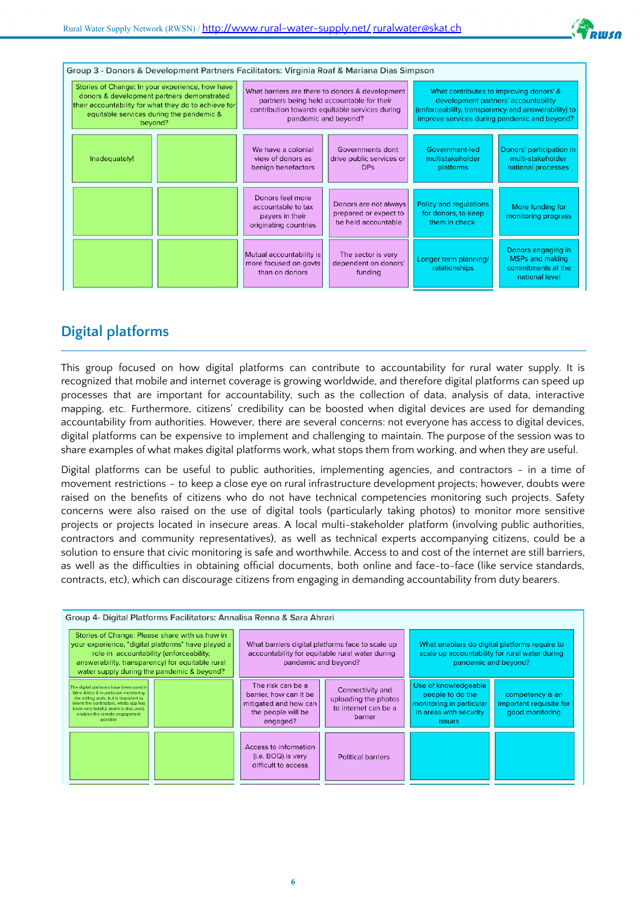Group 3 - Donors & Development Partners Facilitators: Virginia Roaf & Mariana Dias Simpson

| Stories of Change: In your experience, how have donors & development partners demonstrated their accountability for what they do to achieve for equitable services during the pandemic & beyond? | | What barriers are there to donors & development partners being held accountable for their contribution towards equitable services during pandemic and beyond? | | What contributes to improving donors' & development partners' accountability (enforceability, transparency and answerability) to improve services during pandemic and beyond? | |
|---|---|---|---|---|---|
| Inadequately! | | We have a colonial view of donors as benign benefactors | Governments dont drive public services or DPs | Government-led multistakeholder platforms | Donors' participation in multi-stakeholder national processes |
| | | Donors feel more accountable to tax payers in their originating countries | Donors are not always prepared or expect to be held accountable | Policy and regulations for donors, to keep them in check | More funding for monitoring progress |
| | | Mutual accountability is more focused on govts than on donors | The sector is very dependent on donors' funding | Longer term planning/ relationships | Donors engaging in MSPs and making commitments at the national level |

## Digital platforms

This group focused on how digital platforms can contribute to accountability for rural water supply. It is recognized that mobile and internet coverage is growing worldwide, and therefore digital platforms can speed up processes that are important for accountability, such as the collection of data, analysis of data, interactive mapping, etc. Furthermore, citizens' credibility can be boosted when digital devices are used for demanding accountability from authorities. However, there are several concerns: not everyone has access to digital devices, digital platforms can be expensive to implement and challenging to maintain. The purpose of the session was to share examples of what makes digital platforms work, what stops them from working, and when they are useful.

Digital platforms can be useful to public authorities, implementing agencies, and contractors – in a time of movement restrictions – to keep a close eye on rural infrastructure development projects; however, doubts were raised on the benefits of citizens who do not have technical competencies monitoring such projects. Safety concerns were also raised on the use of digital tools (particularly taking photos) to monitor more sensitive projects or projects located in insecure areas. A local multi-stakeholder platform (involving public authorities, contractors and community representatives), as well as technical experts accompanying citizens, could be a solution to ensure that civic monitoring is safe and worthwhile. Access to and cost of the internet are still barriers, as well as the difficulties in obtaining official documents, both online and face-to-face (like service standards, contracts, etc), which can discourage citizens from engaging in demanding accountability from duty bearers.

Group 4- Digital Platforms Facilitators: Annalisa Renna & Sara Ahrari

| Stories of Change: Please share with us how in your experience, "digital platforms" have played a role in accountability (enforceability, answerability, transparency) for equitable rural water supply during the pandemic & beyond? | | What barriers digital platforms face to scale up accountability for equitable rural water during pandemic and beyond? | | What enablers do digital platforms require to scale up accountability for rural water during pandemic and beyond? | |
|---|---|---|---|---|---|
| The digital platforms have been used in West Africa & in particular monitoring the drilling work, but is important to inform the contractors, whats app has been very helpful, zoom is also used, enables the remote engagement possible | | The risk can be a barrier, how can it be mitigated and how can the people will be engaged? | Connectivity and uploading the photos to internet can be a barrier | Use of knowledgeable people to do the monitoring in particular in areas with security issues | competency is an important requisite for good monitoring |
| | | Access to information (i.e. BOQ) is very difficult to access | Political barriers | | |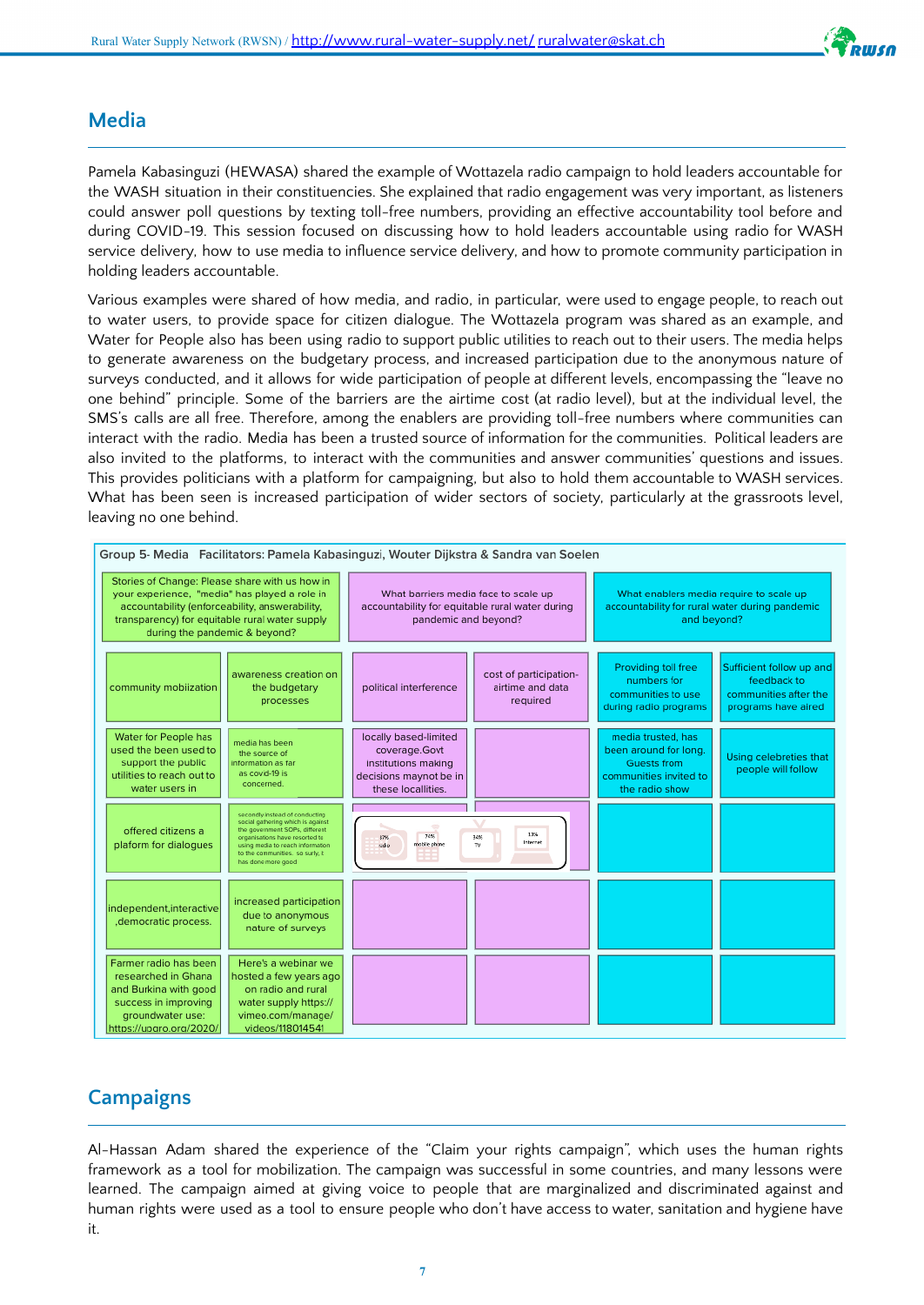## Media

Pamela Kabasinguzi (HEWASA) shared the example of Wottazela radio campaign to hold leaders accountable for the WASH situation in their constituencies. She explained that radio engagement was very important, as listeners could answer poll questions by texting toll-free numbers, providing an effective accountability tool before and during COVID-19. This session focused on discussing how to hold leaders accountable using radio for WASH service delivery, how to use media to influence service delivery, and how to promote community participation in holding leaders accountable.

Various examples were shared of how media, and radio, in particular, were used to engage people, to reach out to water users, to provide space for citizen dialogue. The Wottazela program was shared as an example, and Water for People also has been using radio to support public utilities to reach out to their users. The media helps to generate awareness on the budgetary process, and increased participation due to the anonymous nature of surveys conducted, and it allows for wide participation of people at different levels, encompassing the "leave no one behind" principle. Some of the barriers are the airtime cost (at radio level), but at the individual level, the SMS's calls are all free. Therefore, among the enablers are providing toll-free numbers where communities can interact with the radio. Media has been a trusted source of information for the communities. Political leaders are also invited to the platforms, to interact with the communities and answer communities' questions and issues. This provides politicians with a platform for campaigning, but also to hold them accountable to WASH services. What has been seen is increased participation of wider sectors of society, particularly at the grassroots level, leaving no one behind.

**Group 5- Media Facilitators: Pamela Kabasinguzi, Wouter Dijkstra & Sandra van Soelen**

| Stories of Change: Please share with us how in your experience, "media" has played a role in accountability (enforceability, answerability, transparency) for equitable rural water supply during the pandemic & beyond? | | What barriers media face to scale up accountability for equitable rural water during pandemic and beyond? | | What enablers media require to scale up accountability for rural water during pandemic and beyond? | |
|---|---|---|---|---|---|
| community mobilization | awareness creation on the budgetary processes | political interference | cost of participation-airtime and data required | Providing toll free numbers for communities to use during radio programs | Sufficient follow up and feedback to communities after the programs have aired |
| Water for People has used the been used to support the public utilities to reach out to water users in | media has been the source of information as far as covid-19 is concerned. | locally based-limited coverage.Govt institutions making decisions maynot be in these locallities. | | media trusted, has been around for long. Guests from communities invited to the radio show | Using celebreties that people will follow |
| offered citizens a plaform for dialogues | secondly instead of conducting social gathering which is against the government SOPs, different organisations have resorted to using media to reach information to the communities. so surly, t has done more good | 87% radio; 74% mobile phone; 34% TV; 13% internet | | | |
| independent,interactive ,democratic process. | increased participation due to anonymous nature of surveys | | | | |
| Farmer radio has been researched in Ghana and Burkina with good success in improving groundwater use: https://upgro.org/2020/ | Here's a webinar we hosted a few years ago on radio and rural water supply https://vimeo.com/manage/videos/118014541 | | | | |

## Campaigns

Al-Hassan Adam shared the experience of the "Claim your rights campaign", which uses the human rights framework as a tool for mobilization. The campaign was successful in some countries, and many lessons were learned. The campaign aimed at giving voice to people that are marginalized and discriminated against and human rights were used as a tool to ensure people who don't have access to water, sanitation and hygiene have it.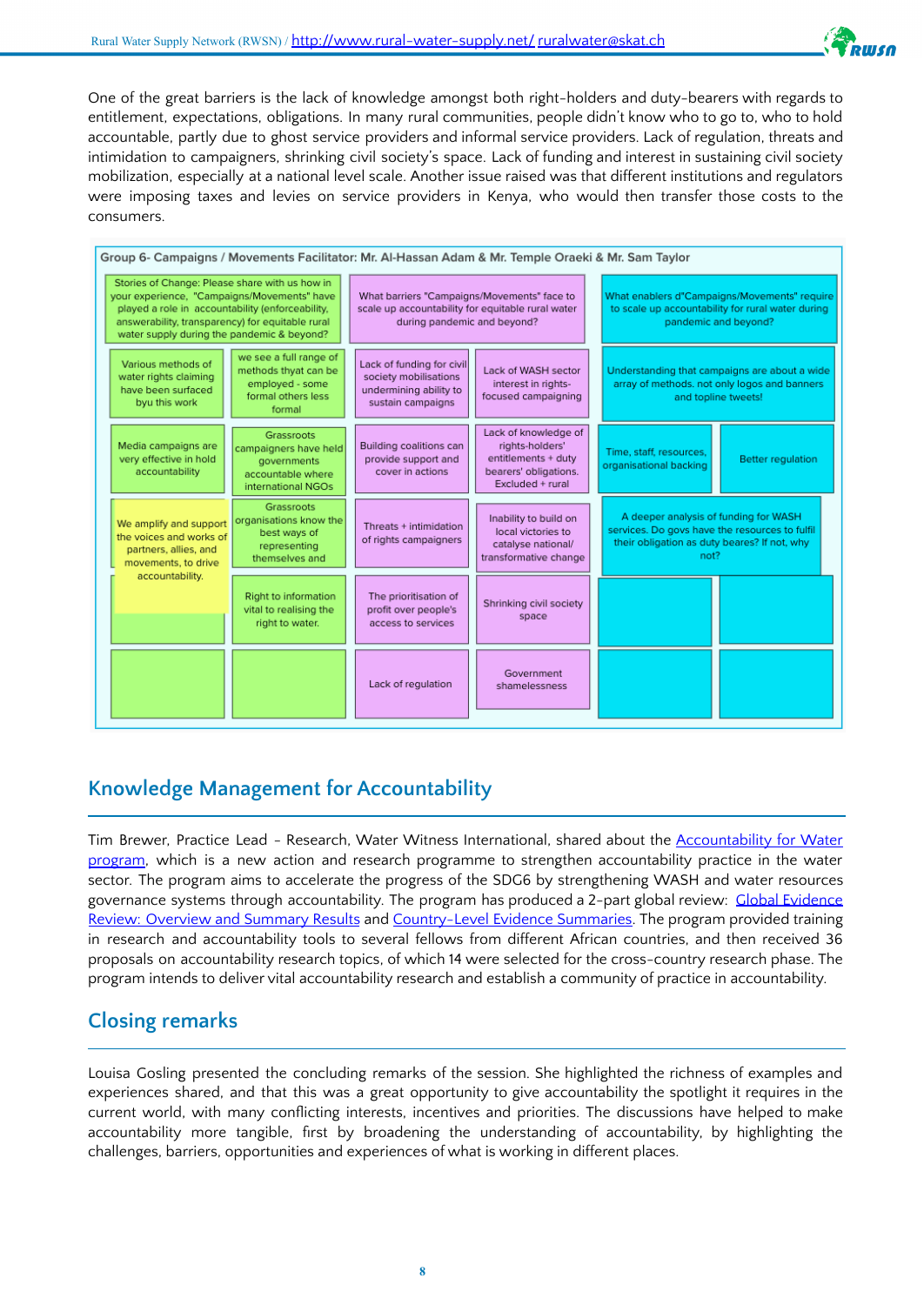One of the great barriers is the lack of knowledge amongst both right-holders and duty-bearers with regards to entitlement, expectations, obligations. In many rural communities, people didn't know who to go to, who to hold accountable, partly due to ghost service providers and informal service providers. Lack of regulation, threats and intimidation to campaigners, shrinking civil society's space. Lack of funding and interest in sustaining civil society mobilization, especially at a national level scale. Another issue raised was that different institutions and regulators were imposing taxes and levies on service providers in Kenya, who would then transfer those costs to the consumers.

**Group 6- Campaigns / Movements Facilitator: Mr. Al-Hassan Adam & Mr. Temple Oraeki & Mr. Sam Taylor**

| Stories of Change: Please share with us how in your experience, "Campaigns/Movements" have played a role in accountability (enforceability, answerability, transparency) for equitable rural water supply during the pandemic & beyond? | | What barriers "Campaigns/Movements" face to scale up accountability for equitable rural water during pandemic and beyond? | | What enablers d"Campaigns/Movements" require to scale up accountability for rural water during pandemic and beyond? | |
|---|---|---|---|---|---|
| Various methods of water rights claiming have been surfaced byu this work | we see a full range of methods thyat can be employed - some formal others less formal | Lack of funding for civil society mobilisations undermining ability to sustain campaigns | Lack of WASH sector interest in rights-focused campaigning | Understanding that campaigns are about a wide array of methods. not only logos and banners and topline tweets! | |
| Media campaigns are very effective in hold accountability | Grassroots campaigners have held governments accountable where international NGOs | Building coalitions can provide support and cover in actions | Lack of knowledge of rights-holders' entitlements + duty bearers' obligations. Excluded + rural | Time, staff, resources, organisational backing | Better regulation |
| We amplify and support the voices and works of partners, allies, and movements, to drive accountability. | Grassroots organisations know the best ways of representing themselves and | Threats + intimidation of rights campaigners | Inability to build on local victories to catalyse national/ transformative change | A deeper analysis of funding for WASH services. Do govs have the resources to fulfil their obligation as duty beares? If not, why not? | |
| | Right to information vital to realising the right to water. | The prioritisation of profit over people's access to services | Shrinking civil society space | | |
| | | Lack of regulation | Government shamelessness | | |

## Knowledge Management for Accountability

Tim Brewer, Practice Lead - Research, Water Witness International, shared about the [Accountability for Water program](), which is a new action and research programme to strengthen accountability practice in the water sector. The program aims to accelerate the progress of the SDG6 by strengthening WASH and water resources governance systems through accountability. The program has produced a 2-part global review: [Global Evidence Review: Overview and Summary Results]() and [Country-Level Evidence Summaries](). The program provided training in research and accountability tools to several fellows from different African countries, and then received 36 proposals on accountability research topics, of which 14 were selected for the cross-country research phase. The program intends to deliver vital accountability research and establish a community of practice in accountability.

## Closing remarks

Louisa Gosling presented the concluding remarks of the session. She highlighted the richness of examples and experiences shared, and that this was a great opportunity to give accountability the spotlight it requires in the current world, with many conflicting interests, incentives and priorities. The discussions have helped to make accountability more tangible, first by broadening the understanding of accountability, by highlighting the challenges, barriers, opportunities and experiences of what is working in different places.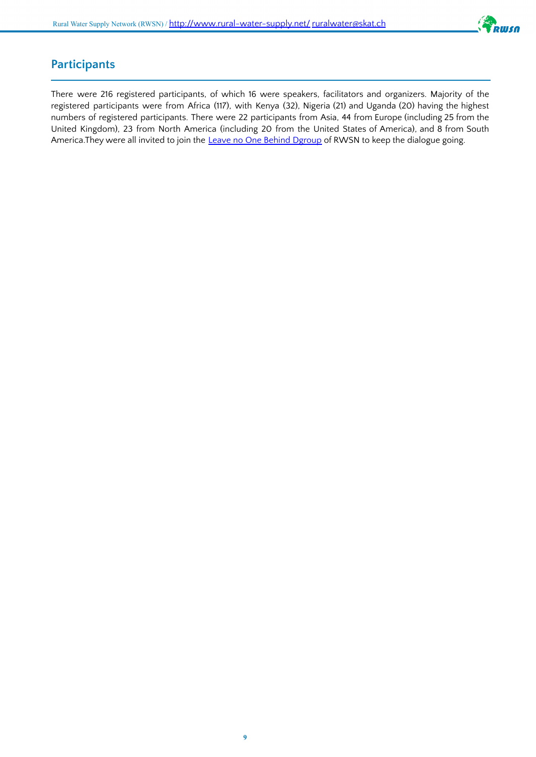## Participants

There were 216 registered participants, of which 16 were speakers, facilitators and organizers. Majority of the registered participants were from Africa (117), with Kenya (32), Nigeria (21) and Uganda (20) having the highest numbers of registered participants. There were 22 participants from Asia, 44 from Europe (including 25 from the United Kingdom), 23 from North America (including 20 from the United States of America), and 8 from South America.They were all invited to join the Leave no One Behind Dgroup of RWSN to keep the dialogue going.